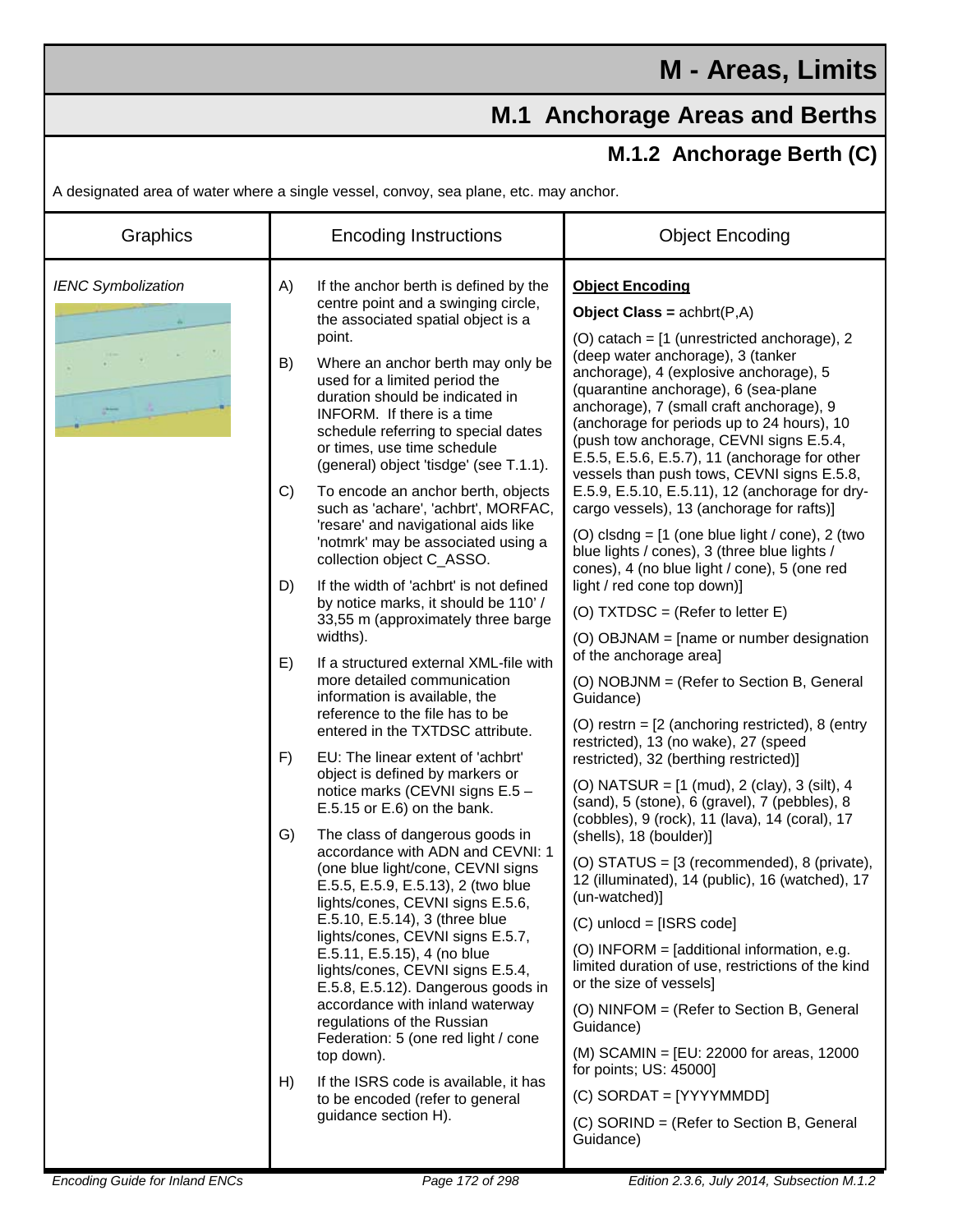# M - Areas, Limits

## M.1 Anchorage Areas and Berths

### M.1.2 Anchorage Berth (C)

A designated area of water where a single vessel, convoy, sea plane, etc. may anchor.

| Graphics | Encoding Instructions | Object Encoding |
|---|---|---|
| *IENC Symbolization* | A) If the anchor berth is defined by the centre point and a swinging circle, the associated spatial object is a point.<br><br>B) Where an anchor berth may only be used for a limited period the duration should be indicated in INFORM. If there is a time schedule referring to special dates or times, use time schedule (general) object 'tisdge' (see T.1.1).<br><br>C) To encode an anchor berth, objects such as 'achare', 'achbrt', MORFAC, 'resare' and navigational aids like 'notmrk' may be associated using a collection object C_ASSO.<br><br>D) If the width of 'achbrt' is not defined by notice marks, it should be 110' / 33,55 m (approximately three barge widths).<br><br>E) If a structured external XML-file with more detailed communication information is available, the reference to the file has to be entered in the TXTDSC attribute.<br><br>F) EU: The linear extent of 'achbrt' object is defined by markers or notice marks (CEVNI signs E.5 – E.5.15 or E.6) on the bank.<br><br>G) The class of dangerous goods in accordance with ADN and CEVNI: 1 (one blue light/cone, CEVNI signs E.5.5, E.5.9, E.5.13), 2 (two blue lights/cones, CEVNI signs E.5.6, E.5.10, E.5.14), 3 (three blue lights/cones, CEVNI signs E.5.7, E.5.11, E.5.15), 4 (no blue lights/cones, CEVNI signs E.5.4, E.5.8, E.5.12). Dangerous goods in accordance with inland waterway regulations of the Russian Federation: 5 (one red light / cone top down).<br><br>H) If the ISRS code is available, it has to be encoded (refer to general guidance section H). | **<u>Object Encoding</u>**<br><br>**Object Class =** achbrt(P,A)<br><br>(O) catach = [1 (unrestricted anchorage), 2 (deep water anchorage), 3 (tanker anchorage), 4 (explosive anchorage), 5 (quarantine anchorage), 6 (sea-plane anchorage), 7 (small craft anchorage), 9 (anchorage for periods up to 24 hours), 10 (push tow anchorage, CEVNI signs E.5.4, E.5.5, E.5.6, E.5.7), 11 (anchorage for other vessels than push tows, CEVNI signs E.5.8, E.5.9, E.5.10, E.5.11), 12 (anchorage for dry-cargo vessels), 13 (anchorage for rafts)]<br><br>(O) clsdng = [1 (one blue light / cone), 2 (two blue lights / cones), 3 (three blue lights / cones), 4 (no blue light / cone), 5 (one red light / red cone top down)]<br><br>(O) TXTDSC = (Refer to letter E)<br><br>(O) OBJNAM = [name or number designation of the anchorage area]<br><br>(O) NOBJNM = (Refer to Section B, General Guidance)<br><br>(O) restrn = [2 (anchoring restricted), 8 (entry restricted), 13 (no wake), 27 (speed restricted), 32 (berthing restricted)]<br><br>(O) NATSUR = [1 (mud), 2 (clay), 3 (silt), 4 (sand), 5 (stone), 6 (gravel), 7 (pebbles), 8 (cobbles), 9 (rock), 11 (lava), 14 (coral), 17 (shells), 18 (boulder)]<br><br>(O) STATUS = [3 (recommended), 8 (private), 12 (illuminated), 14 (public), 16 (watched), 17 (un-watched)]<br><br>(C) unlocd = [ISRS code]<br><br>(O) INFORM = [additional information, e.g. limited duration of use, restrictions of the kind or the size of vessels]<br><br>(O) NINFOM = (Refer to Section B, General Guidance)<br><br>(M) SCAMIN = [EU: 22000 for areas, 12000 for points; US: 45000]<br><br>(C) SORDAT = [YYYYMMDD]<br><br>(C) SORIND = (Refer to Section B, General Guidance) |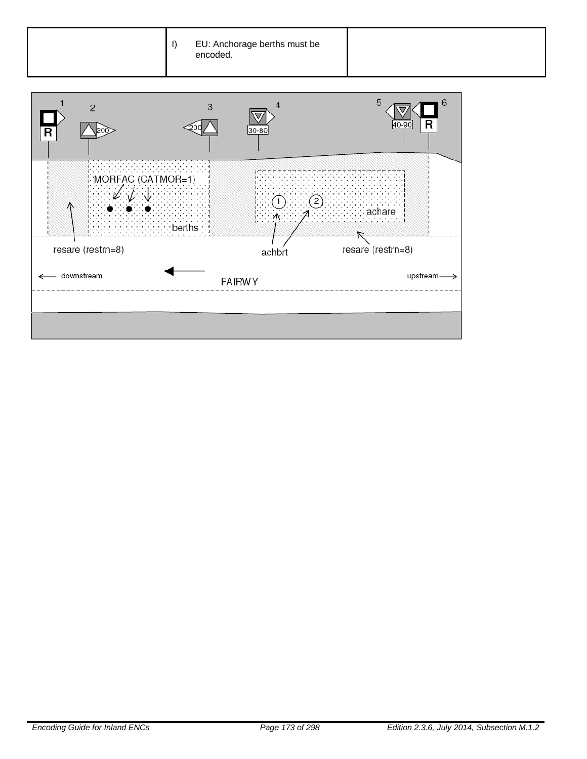| | | |
|---|---|---|
| | l) EU: Anchorage berths must be encoded. | |

1
2
3
4
5
6
R
200
200
30-80
40-90
R
MORFAC (CATMOR=1)
berths
1
2
achare
resare (restrn=8)
achbrt
resare (restrn=8)
downstream
upstream
FAIRWY